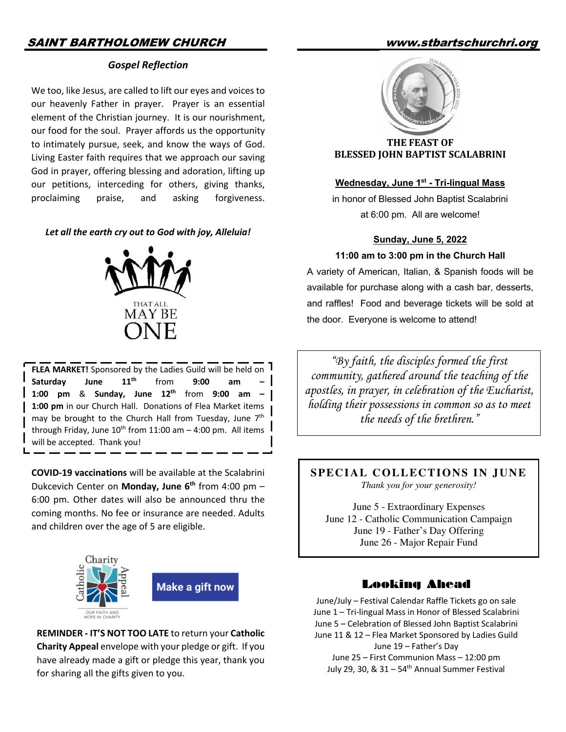## SAINT BARTHOLOMEW CHURCH

www.stbartschurchri.org

### Gospel Reflection

We too, like Jesus, are called to lift our eyes and voices to our heavenly Father in prayer. Prayer is an essential element of the Christian journey. It is our nourishment, our food for the soul. Prayer affords us the opportunity to intimately pursue, seek, and know the ways of God. Living Easter faith requires that we approach our saving God in prayer, offering blessing and adoration, lifting up our petitions, interceding for others, giving thanks, proclaiming praise, and asking forgiveness.

***Let all the earth cry out to God with joy, Alleluia!***

THAT ALL MAY BE ONE

**FLEA MARKET!** Sponsored by the Ladies Guild will be held on **Saturday June 11th** from **9:00 am – 1:00 pm** & **Sunday, June 12th** from **9:00 am – 1:00 pm** in our Church Hall. Donations of Flea Market items may be brought to the Church Hall from Tuesday, June 7th through Friday, June 10th from 11:00 am – 4:00 pm. All items will be accepted. Thank you!

**COVID-19 vaccinations** will be available at the Scalabrini Dukcevich Center on **Monday, June 6th** from 4:00 pm – 6:00 pm. Other dates will also be announced thru the coming months. No fee or insurance are needed. Adults and children over the age of 5 are eligible.

Catholic Charity Appeal — OUR FAITH AND HOPE IN CHARITY

Make a gift now

**REMINDER - IT'S NOT TOO LATE** to return your **Catholic Charity Appeal** envelope with your pledge or gift. If you have already made a gift or pledge this year, thank you for sharing all the gifts given to you.

### THE FEAST OF BLESSED JOHN BAPTIST SCALABRINI

**Wednesday, June 1st - Tri-lingual Mass**

in honor of Blessed John Baptist Scalabrini at 6:00 pm. All are welcome!

**Sunday, June 5, 2022**

**11:00 am to 3:00 pm in the Church Hall**

A variety of American, Italian, & Spanish foods will be available for purchase along with a cash bar, desserts, and raffles! Food and beverage tickets will be sold at the door. Everyone is welcome to attend!

*"By faith, the disciples formed the first community, gathered around the teaching of the apostles, in prayer, in celebration of the Eucharist, holding their possessions in common so as to meet the needs of the brethren."*

### SPECIAL COLLECTIONS IN JUNE

*Thank you for your generosity!*

June 5 - Extraordinary Expenses
June 12 - Catholic Communication Campaign
June 19 - Father's Day Offering
June 26 - Major Repair Fund

### Looking Ahead

June/July – Festival Calendar Raffle Tickets go on sale
June 1 – Tri-lingual Mass in Honor of Blessed Scalabrini
June 5 – Celebration of Blessed John Baptist Scalabrini
June 11 & 12 – Flea Market Sponsored by Ladies Guild
June 19 – Father's Day
June 25 – First Communion Mass – 12:00 pm
July 29, 30, & 31 – 54th Annual Summer Festival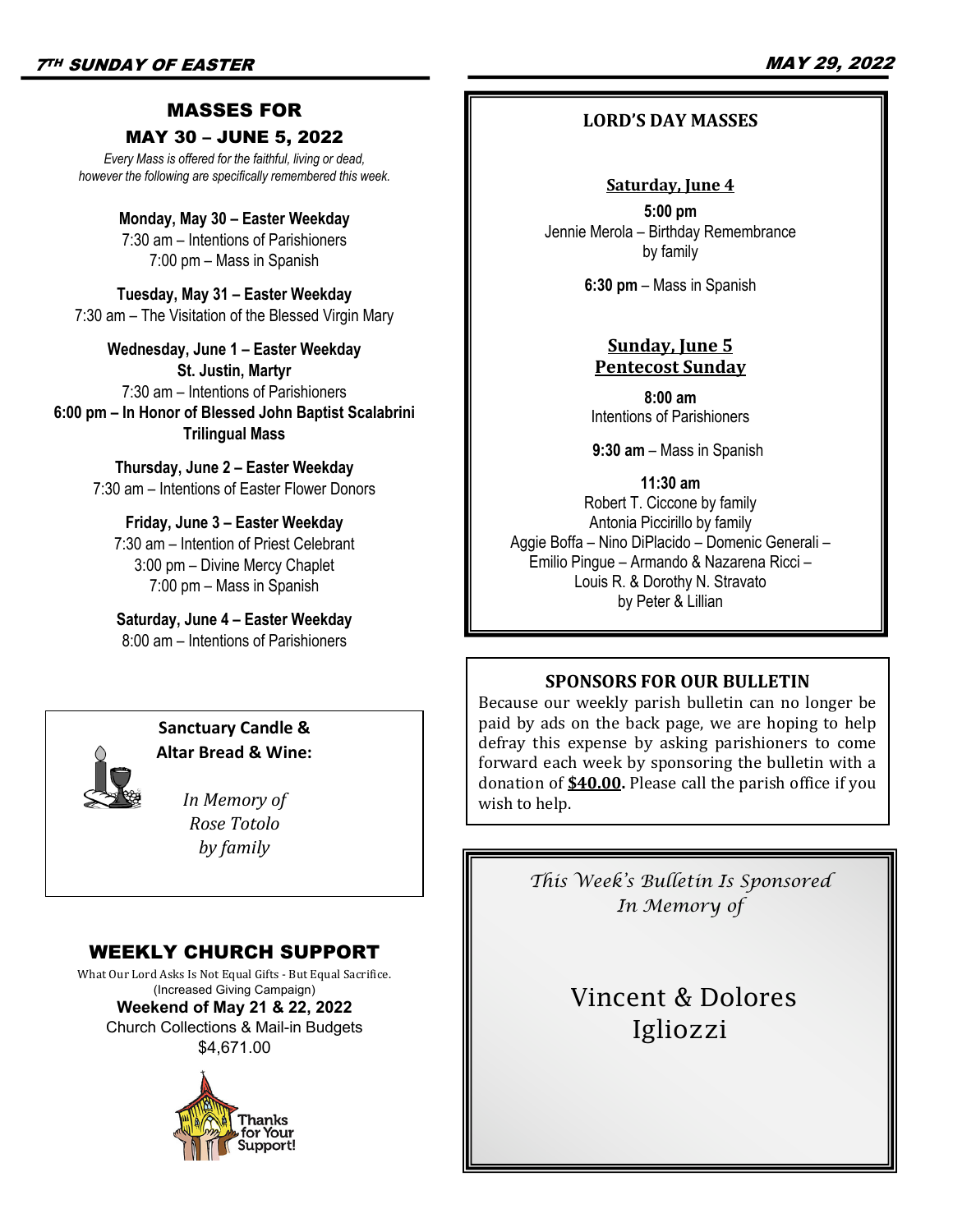## MASSES FOR MAY 30 – JUNE 5, 2022

*Every Mass is offered for the faithful, living or dead, however the following are specifically remembered this week.*

**Monday, May 30 – Easter Weekday**
7:30 am – Intentions of Parishioners
7:00 pm – Mass in Spanish

**Tuesday, May 31 – Easter Weekday**
7:30 am – The Visitation of the Blessed Virgin Mary

**Wednesday, June 1 – Easter Weekday**
**St. Justin, Martyr**
7:30 am – Intentions of Parishioners
**6:00 pm – In Honor of Blessed John Baptist Scalabrini**
**Trilingual Mass**

**Thursday, June 2 – Easter Weekday**
7:30 am – Intentions of Easter Flower Donors

**Friday, June 3 – Easter Weekday**
7:30 am – Intention of Priest Celebrant
3:00 pm – Divine Mercy Chaplet
7:00 pm – Mass in Spanish

**Saturday, June 4 – Easter Weekday**
8:00 am – Intentions of Parishioners

### Sanctuary Candle & Altar Bread & Wine:

*In Memory of*
*Rose Totolo*
*by family*

## WEEKLY CHURCH SUPPORT

What Our Lord Asks Is Not Equal Gifts - But Equal Sacrifice.
(Increased Giving Campaign)
**Weekend of May 21 & 22, 2022**
Church Collections & Mail-in Budgets
$4,671.00

Thanks for Your Support!

## LORD'S DAY MASSES

**Saturday, June 4**

**5:00 pm**
Jennie Merola – Birthday Remembrance
by family

**6:30 pm** – Mass in Spanish

**Sunday, June 5**
**Pentecost Sunday**

**8:00 am**
Intentions of Parishioners

**9:30 am** – Mass in Spanish

**11:30 am**
Robert T. Ciccone by family
Antonia Piccirillo by family
Aggie Boffa – Nino DiPlacido – Domenic Generali –
Emilio Pingue – Armando & Nazarena Ricci –
Louis R. & Dorothy N. Stravato
by Peter & Lillian

## SPONSORS FOR OUR BULLETIN

Because our weekly parish bulletin can no longer be paid by ads on the back page, we are hoping to help defray this expense by asking parishioners to come forward each week by sponsoring the bulletin with a donation of **$40.00.** Please call the parish office if you wish to help.

*This Week's Bulletin Is Sponsored*
*In Memory of*

Vincent & Dolores
Igliozzi